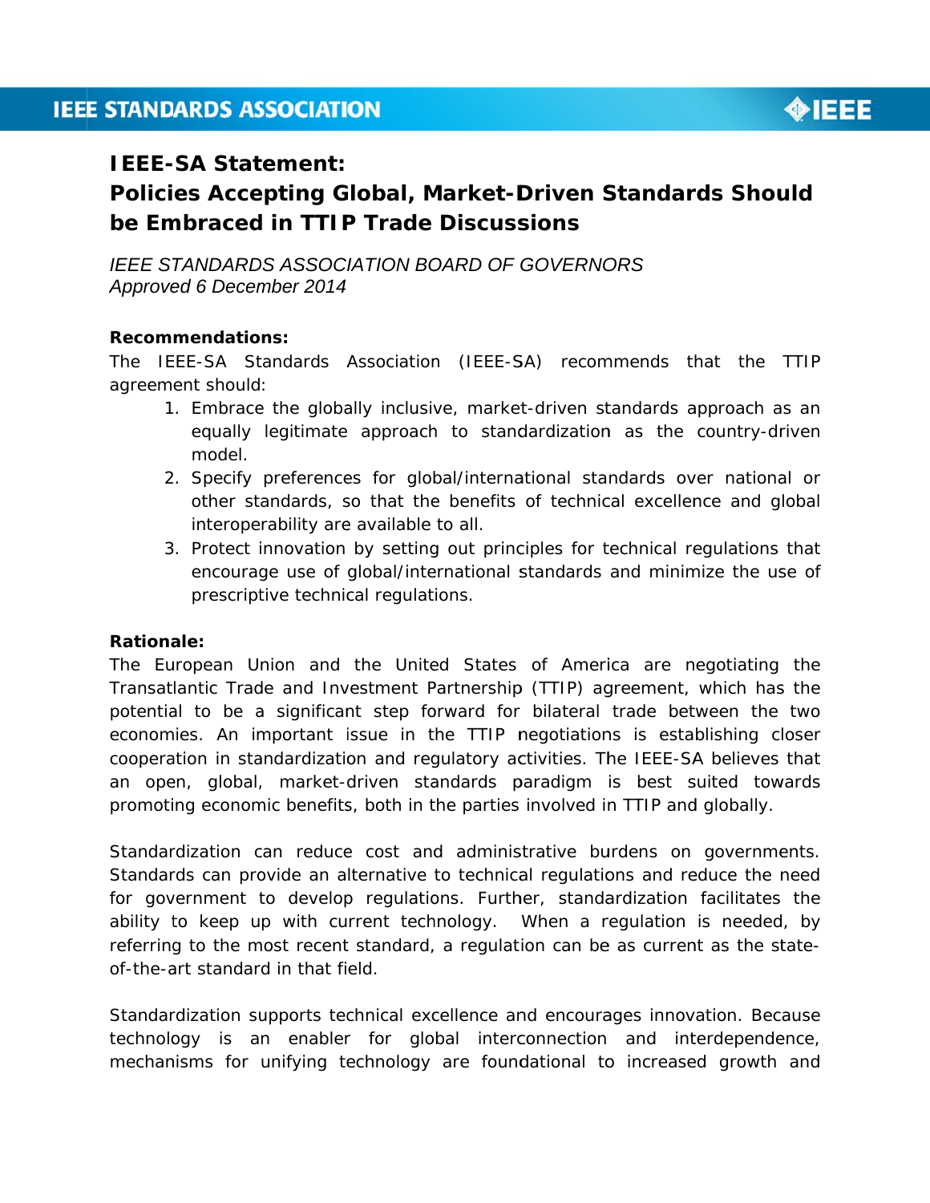# IEEE-SA Statement:
# Policies Accepting Global, Market-Driven Standards Should be Embraced in TTIP Trade Discussions

*IEEE STANDARDS ASSOCIATION BOARD OF GOVERNORS*
*Approved 6 December 2014*

**Recommendations:**

The IEEE-SA Standards Association (IEEE-SA) recommends that the TTIP agreement should:

1. Embrace the globally inclusive, market-driven standards approach as an equally legitimate approach to standardization as the country-driven model.
2. Specify preferences for global/international standards over national or other standards, so that the benefits of technical excellence and global interoperability are available to all.
3. Protect innovation by setting out principles for technical regulations that encourage use of global/international standards and minimize the use of prescriptive technical regulations.

**Rationale:**

The European Union and the United States of America are negotiating the Transatlantic Trade and Investment Partnership (TTIP) agreement, which has the potential to be a significant step forward for bilateral trade between the two economies. An important issue in the TTIP negotiations is establishing closer cooperation in standardization and regulatory activities. The IEEE-SA believes that an open, global, market-driven standards paradigm is best suited towards promoting economic benefits, both in the parties involved in TTIP and globally.

Standardization can reduce cost and administrative burdens on governments. Standards can provide an alternative to technical regulations and reduce the need for government to develop regulations. Further, standardization facilitates the ability to keep up with current technology. When a regulation is needed, by referring to the most recent standard, a regulation can be as current as the state-of-the-art standard in that field.

Standardization supports technical excellence and encourages innovation. Because technology is an enabler for global interconnection and interdependence, mechanisms for unifying technology are foundational to increased growth and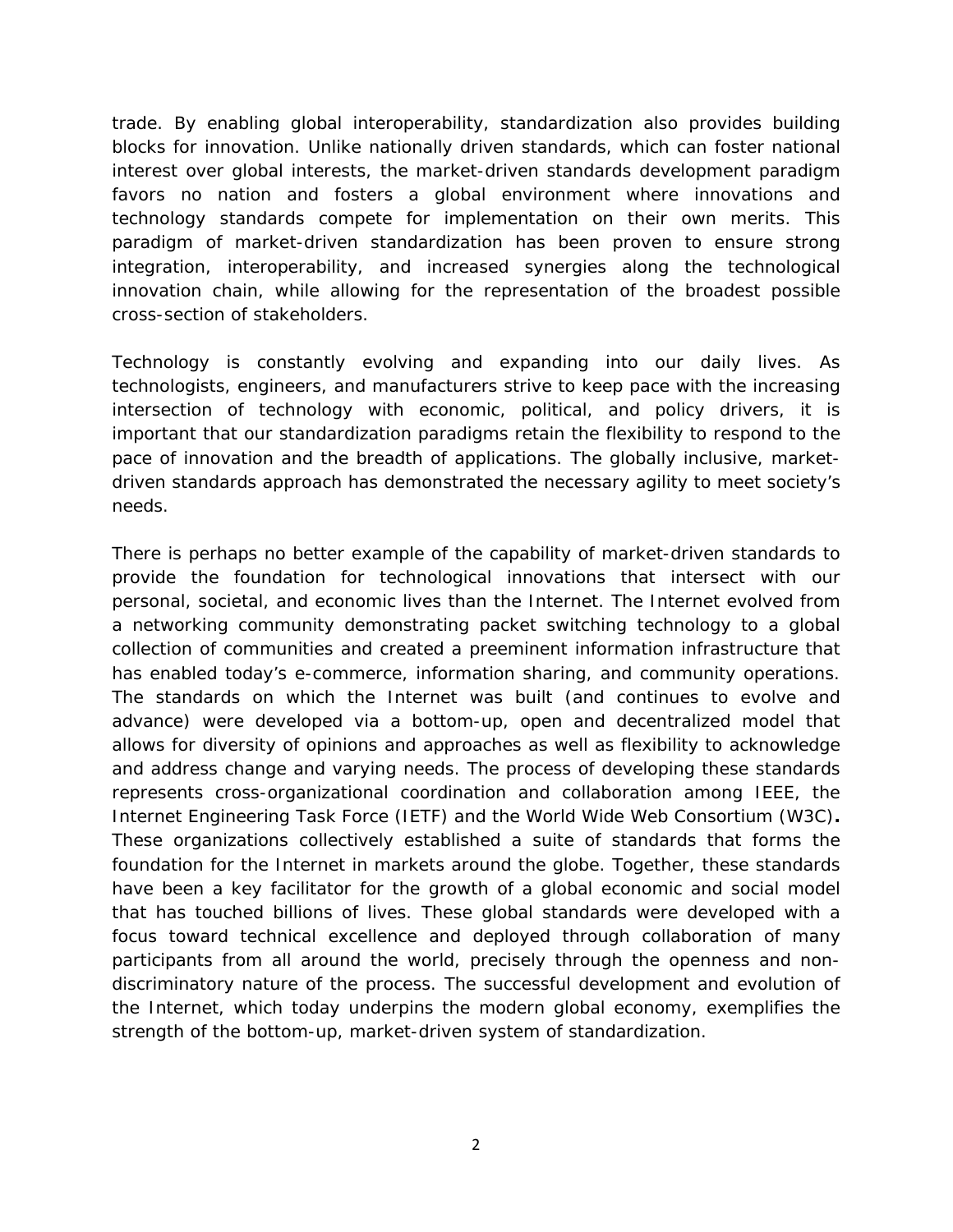trade. By enabling global interoperability, standardization also provides building blocks for innovation. Unlike nationally driven standards, which can foster national interest over global interests, the market-driven standards development paradigm favors no nation and fosters a global environment where innovations and technology standards compete for implementation on their own merits. This paradigm of market-driven standardization has been proven to ensure strong integration, interoperability, and increased synergies along the technological innovation chain, while allowing for the representation of the broadest possible cross-section of stakeholders.

Technology is constantly evolving and expanding into our daily lives. As technologists, engineers, and manufacturers strive to keep pace with the increasing intersection of technology with economic, political, and policy drivers, it is important that our standardization paradigms retain the flexibility to respond to the pace of innovation and the breadth of applications. The globally inclusive, market-driven standards approach has demonstrated the necessary agility to meet society's needs.

There is perhaps no better example of the capability of market-driven standards to provide the foundation for technological innovations that intersect with our personal, societal, and economic lives than the Internet. The Internet evolved from a networking community demonstrating packet switching technology to a global collection of communities and created a preeminent information infrastructure that has enabled today's e-commerce, information sharing, and community operations. The standards on which the Internet was built (and continues to evolve and advance) were developed via a bottom-up, open and decentralized model that allows for diversity of opinions and approaches as well as flexibility to acknowledge and address change and varying needs. The process of developing these standards represents cross-organizational coordination and collaboration among IEEE, the Internet Engineering Task Force (IETF) and the World Wide Web Consortium (W3C)**.** These organizations collectively established a suite of standards that forms the foundation for the Internet in markets around the globe. Together, these standards have been a key facilitator for the growth of a global economic and social model that has touched billions of lives. These global standards were developed with a focus toward technical excellence and deployed through collaboration of many participants from all around the world, precisely through the openness and non-discriminatory nature of the process. The successful development and evolution of the Internet, which today underpins the modern global economy, exemplifies the strength of the bottom-up, market-driven system of standardization.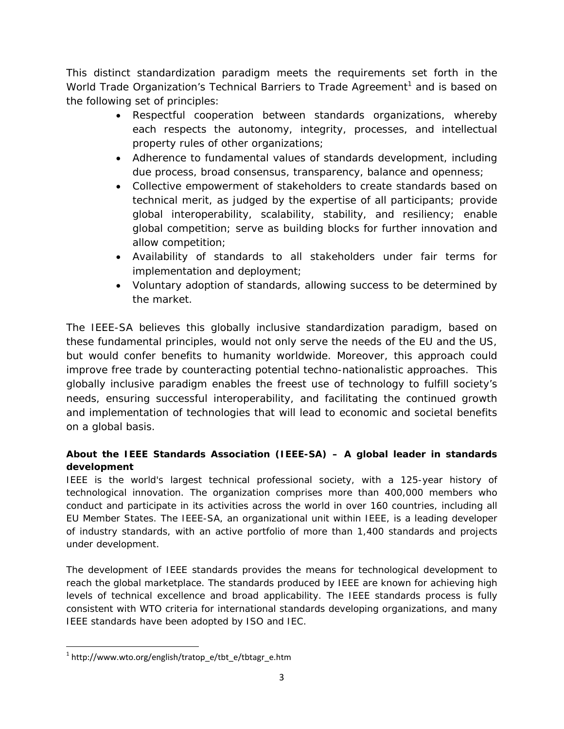This distinct standardization paradigm meets the requirements set forth in the World Trade Organization's Technical Barriers to Trade Agreement[1] and is based on the following set of principles:

- Respectful cooperation between standards organizations, whereby each respects the autonomy, integrity, processes, and intellectual property rules of other organizations;
- Adherence to fundamental values of standards development, including due process, broad consensus, transparency, balance and openness;
- Collective empowerment of stakeholders to create standards based on technical merit, as judged by the expertise of all participants; provide global interoperability, scalability, stability, and resiliency; enable global competition; serve as building blocks for further innovation and allow competition;
- Availability of standards to all stakeholders under fair terms for implementation and deployment;
- Voluntary adoption of standards, allowing success to be determined by the market.

The IEEE-SA believes this globally inclusive standardization paradigm, based on these fundamental principles, would not only serve the needs of the EU and the US, but would confer benefits to humanity worldwide. Moreover, this approach could improve free trade by counteracting potential techno-nationalistic approaches. This globally inclusive paradigm enables the freest use of technology to fulfill society's needs, ensuring successful interoperability, and facilitating the continued growth and implementation of technologies that will lead to economic and societal benefits on a global basis.

**About the IEEE Standards Association (IEEE-SA) – A global leader in standards development**

IEEE is the world's largest technical professional society, with a 125-year history of technological innovation. The organization comprises more than 400,000 members who conduct and participate in its activities across the world in over 160 countries, including all EU Member States. The IEEE-SA, an organizational unit within IEEE, is a leading developer of industry standards, with an active portfolio of more than 1,400 standards and projects under development.

The development of IEEE standards provides the means for technological development to reach the global marketplace. The standards produced by IEEE are known for achieving high levels of technical excellence and broad applicability. The IEEE standards process is fully consistent with WTO criteria for international standards developing organizations, and many IEEE standards have been adopted by ISO and IEC.

[1] http://www.wto.org/english/tratop_e/tbt_e/tbtagr_e.htm